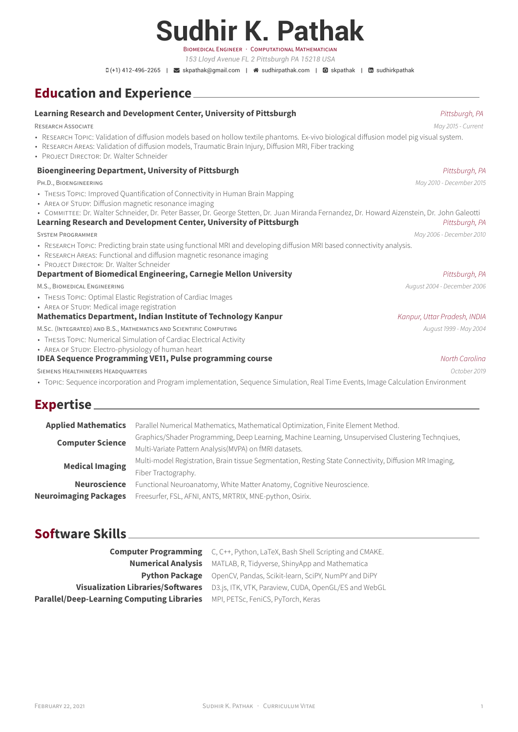# Sudhir K. Pathak

Biomedical Engineer · Computational Mathematician

*153 Lloyd Avenue FL 2 Pittsburgh PA 15218 USA*

(+1) 412-496-2265 | skpathak@gmail.com | sudhirpathak.com | skpathak | sudhirkpathak

## Education and Experience

**Learning Research and Development Center, University of Pittsburgh** — *Pittsburgh, PA*

Research Associate — *May 2015 - Current*

- Research Topic: Validation of diffusion models based on hollow textile phantoms. Ex-vivo biological diffusion model pig visual system.
- Research Areas: Validation of diffusion models, Traumatic Brain Injury, Diffusion MRI, Fiber tracking
- Project Director: Dr. Walter Schneider

**Bioengineering Department, University of Pittsburgh** — *Pittsburgh, PA*

Ph.D., Bioengineering — *May 2010 - December 2015*

- Thesis Topic: Improved Quantification of Connectivity in Human Brain Mapping
- Area of Study: Diffusion magnetic resonance imaging
- Committee: Dr. Walter Schneider, Dr. Peter Basser, Dr. George Stetten, Dr. Juan Miranda Fernandez, Dr. Howard Aizenstein, Dr. John Galeotti

**Learning Research and Development Center, University of Pittsburgh** — *Pittsburgh, PA*

System Programmer — *May 2006 - December 2010*

- Research Topic: Predicting brain state using functional MRI and developing diffusion MRI based connectivity analysis.
- Research Areas: Functional and diffusion magnetic resonance imaging
- Project Director: Dr. Walter Schneider

**Department of Biomedical Engineering, Carnegie Mellon University** — *Pittsburgh, PA*

M.S., Biomedical Engineering — *August 2004 - December 2006*

- Thesis Topic: Optimal Elastic Registration of Cardiac Images
- Area of Study: Medical image registration

**Mathematics Department, Indian Institute of Technology Kanpur** — *Kanpur, Uttar Pradesh, INDIA*

M.Sc. (Integrated) and B.S., Mathematics and Scientific Computing — *August 1999 - May 2004*

- Thesis Topic: Numerical Simulation of Cardiac Electrical Activity
- Area of Study: Electro-physiology of human heart

**IDEA Sequence Programming VE11, Pulse programming course** — *North Carolina*

Siemens Healthineers Headquarters — *October 2019*

- Topic: Sequence incorporation and Program implementation, Sequence Simulation, Real Time Events, Image Calculation Environment

## Expertise

**Applied Mathematics** Parallel Numerical Mathematics, Mathematical Optimization, Finite Element Method.

**Computer Science** Graphics/Shader Programming, Deep Learning, Machine Learning, Unsupervised Clustering Technqiues, Multi-Variate Pattern Analysis(MVPA) on fMRI datasets.

**Medical Imaging** Multi-model Registration, Brain tissue Segmentation, Resting State Connectivity, Diffusion MR Imaging, Fiber Tractography.

**Neuroscience** Functional Neuroanatomy, White Matter Anatomy, Cognitive Neuroscience.

**Neuroimaging Packages** Freesurfer, FSL, AFNI, ANTS, MRTRIX, MNE-python, Osirix.

## Software Skills

**Computer Programming** C, C++, Python, LaTeX, Bash Shell Scripting and CMAKE.

**Numerical Analysis** MATLAB, R, Tidyverse, ShinyApp and Mathematica

**Python Package** OpenCV, Pandas, Scikit-learn, SciPY, NumPY and DiPY

**Visualization Libraries/Softwares** D3.js, ITK, VTK, Paraview, CUDA, OpenGL/ES and WebGL

**Parallel/Deep-Learning Computing Libraries** MPI, PETSc, FeniCS, PyTorch, Keras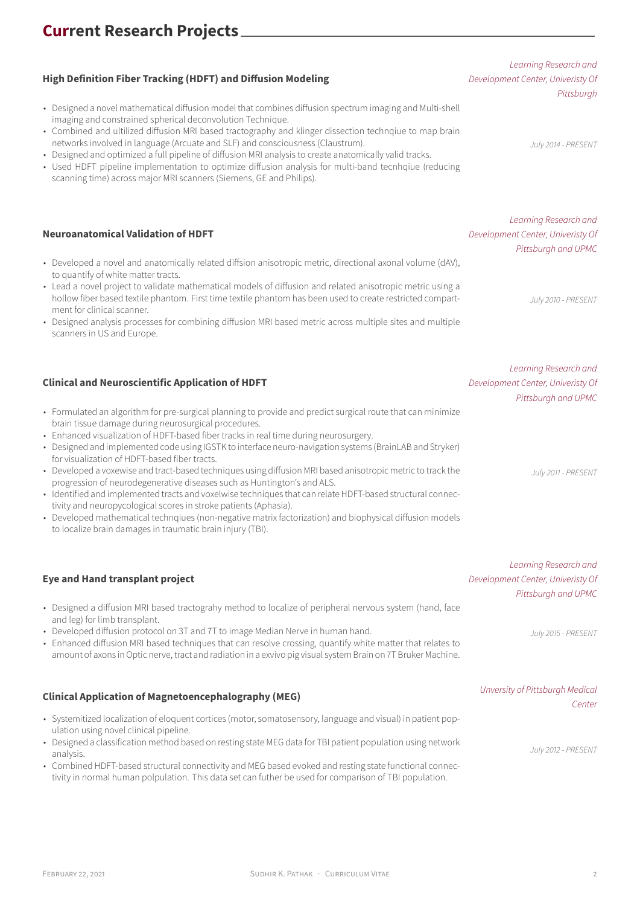## Current Research Projects

### High Definition Fiber Tracking (HDFT) and Diffusion Modeling

*Learning Research and Development Center, Univeristy Of Pittsburgh*

*July 2014 - PRESENT*

- Designed a novel mathematical diffusion model that combines diffusion spectrum imaging and Multi-shell imaging and constrained spherical deconvolution Technique.
- Combined and ultilized diffusion MRI based tractography and klinger dissection technqiue to map brain networks involved in language (Arcuate and SLF) and consciousness (Claustrum).
- Designed and optimized a full pipeline of diffusion MRI analysis to create anatomically valid tracks.
- Used HDFT pipeline implementation to optimize diffusion analysis for multi-band tecnhqiue (reducing scanning time) across major MRI scanners (Siemens, GE and Philips).

### Neuroanatomical Validation of HDFT

*Learning Research and Development Center, Univeristy Of Pittsburgh and UPMC*

*July 2010 - PRESENT*

- Developed a novel and anatomically related diffsion anisotropic metric, directional axonal volume (dAV), to quantify of white matter tracts.
- Lead a novel project to validate mathematical models of diffusion and related anisotropic metric using a hollow fiber based textile phantom. First time textile phantom has been used to create restricted compartment for clinical scanner.
- Designed analysis processes for combining diffusion MRI based metric across multiple sites and multiple scanners in US and Europe.

### Clinical and Neuroscientific Application of HDFT

*Learning Research and Development Center, Univeristy Of Pittsburgh and UPMC*

*July 2011 - PRESENT*

- Formulated an algorithm for pre-surgical planning to provide and predict surgical route that can minimize brain tissue damage during neurosurgical procedures.
- Enhanced visualization of HDFT-based fiber tracks in real time during neurosurgery.
- Designed and implemented code using IGSTK to interface neuro-navigation systems (BrainLAB and Stryker) for visualization of HDFT-based fiber tracts.
- Developed a voxewise and tract-based techniques using diffusion MRI based anisotropic metric to track the progression of neurodegenerative diseases such as Huntington's and ALS.
- Identified and implemented tracts and voxelwise techniques that can relate HDFT-based structural connectivity and neuropycological scores in stroke patients (Aphasia).
- Developed mathematical technqiues (non-negative matrix factorization) and biophysical diffusion models to localize brain damages in traumatic brain injury (TBI).

### Eye and Hand transplant project

*Learning Research and Development Center, Univeristy Of Pittsburgh and UPMC*

*July 2015 - PRESENT*

- Designed a diffusion MRI based tractograhy method to localize of peripheral nervous system (hand, face and leg) for limb transplant.
- Developed diffusion protocol on 3T and 7T to image Median Nerve in human hand.
- Enhanced diffusion MRI based techniques that can resolve crossing, quantify white matter that relates to amount of axons in Optic nerve, tract and radiation in a exvivo pig visual system Brain on 7T Bruker Machine.

### Clinical Application of Magnetoencephalography (MEG)

*Unversity of Pittsburgh Medical Center*

*July 2012 - PRESENT*

- Systemitized localization of eloquent cortices (motor, somatosensory, language and visual) in patient population using novel clinical pipeline.
- Designed a classification method based on resting state MEG data for TBI patient population using network analysis.
- Combined HDFT-based structural connectivity and MEG based evoked and resting state functional connectivity in normal human polpulation. This data set can futher be used for comparison of TBI population.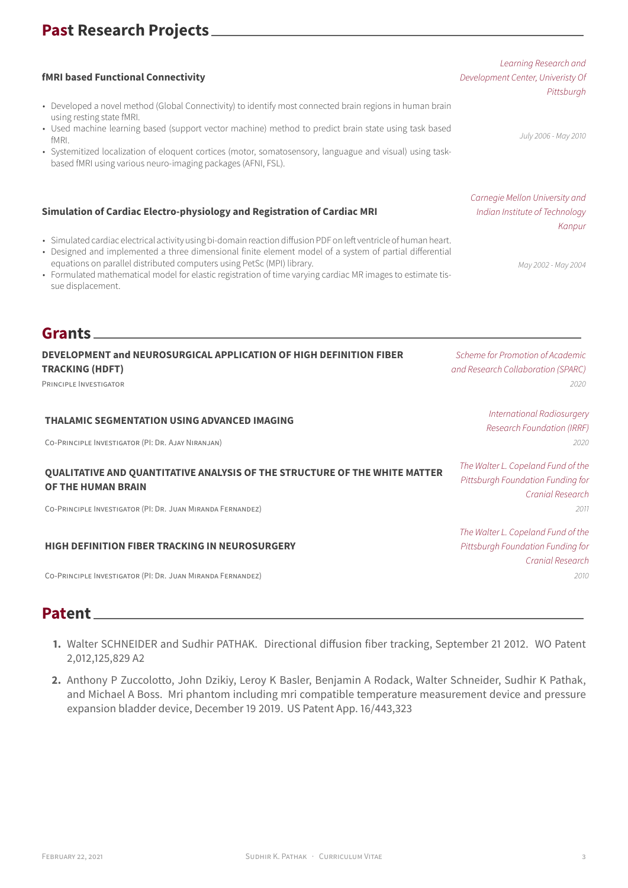## Past Research Projects

### fMRI based Functional Connectivity

*Learning Research and Development Center, Univeristy Of Pittsburgh*

*July 2006 - May 2010*

- Developed a novel method (Global Connectivity) to identify most connected brain regions in human brain using resting state fMRI.
- Used machine learning based (support vector machine) method to predict brain state using task based fMRI.
- Systemitized localization of eloquent cortices (motor, somatosensory, languague and visual) using task-based fMRI using various neuro-imaging packages (AFNI, FSL).

### Simulation of Cardiac Electro-physiology and Registration of Cardiac MRI

*Carnegie Mellon University and Indian Institute of Technology Kanpur*

*May 2002 - May 2004*

- Simulated cardiac electrical activity using bi-domain reaction diffusion PDF on left ventricle of human heart.
- Designed and implemented a three dimensional finite element model of a system of partial differential equations on parallel distributed computers using PetSc (MPI) library.
- Formulated mathematical model for elastic registration of time varying cardiac MR images to estimate tissue displacement.

## Grants

**DEVELOPMENT and NEUROSURGICAL APPLICATION OF HIGH DEFINITION FIBER TRACKING (HDFT)**
*Scheme for Promotion of Academic and Research Collaboration (SPARC)*
Principle Investigator
*2020*

**THALAMIC SEGMENTATION USING ADVANCED IMAGING**
*International Radiosurgery Research Foundation (IRRF)*
Co-Principle Investigator (PI: Dr. Ajay Niranjan)
*2020*

**QUALITATIVE AND QUANTITATIVE ANALYSIS OF THE STRUCTURE OF THE WHITE MATTER OF THE HUMAN BRAIN**
*The Walter L. Copeland Fund of the Pittsburgh Foundation Funding for Cranial Research*
Co-Principle Investigator (PI: Dr. Juan Miranda Fernandez)
*2011*

**HIGH DEFINITION FIBER TRACKING IN NEUROSURGERY**
*The Walter L. Copeland Fund of the Pittsburgh Foundation Funding for Cranial Research*
Co-Principle Investigator (PI: Dr. Juan Miranda Fernandez)
*2010*

## Patent

1. Walter SCHNEIDER and Sudhir PATHAK. Directional diffusion fiber tracking, September 21 2012. WO Patent 2,012,125,829 A2
2. Anthony P Zuccolotto, John Dzikiy, Leroy K Basler, Benjamin A Rodack, Walter Schneider, Sudhir K Pathak, and Michael A Boss. Mri phantom including mri compatible temperature measurement device and pressure expansion bladder device, December 19 2019. US Patent App. 16/443,323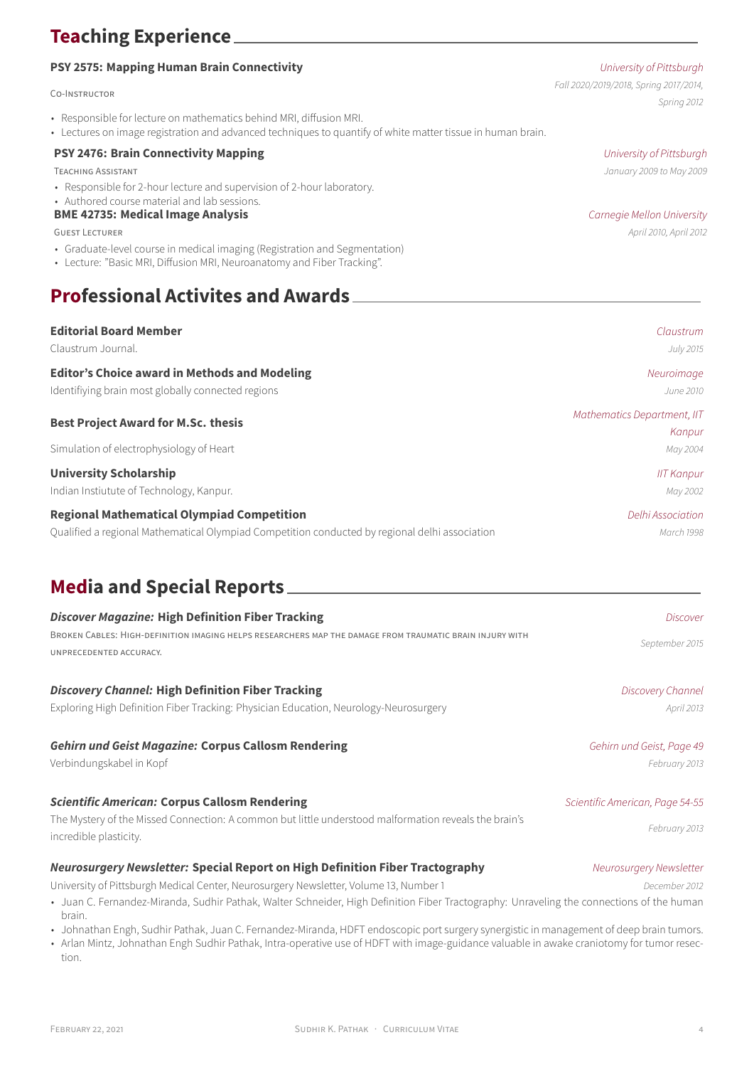## Teaching Experience

**PSY 2575: Mapping Human Brain Connectivity** — *University of Pittsburgh*

Co-Instructor — *Fall 2020/2019/2018, Spring 2017/2014, Spring 2012*

- Responsible for lecture on mathematics behind MRI, diffusion MRI.
- Lectures on image registration and advanced techniques to quantify of white matter tissue in human brain.

**PSY 2476: Brain Connectivity Mapping** — *University of Pittsburgh*

Teaching Assistant — *January 2009 to May 2009*

- Responsible for 2-hour lecture and supervision of 2-hour laboratory.
- Authored course material and lab sessions.

**BME 42735: Medical Image Analysis** — *Carnegie Mellon University*

Guest Lecturer — *April 2010, April 2012*

- Graduate-level course in medical imaging (Registration and Segmentation)
- Lecture: "Basic MRI, Diffusion MRI, Neuroanatomy and Fiber Tracking".

## Professional Activites and Awards

**Editorial Board Member** — *Claustrum*

Claustrum Journal. — *July 2015*

**Editor's Choice award in Methods and Modeling** — *Neuroimage*

Identifiying brain most globally connected regions — *June 2010*

**Best Project Award for M.Sc. thesis** — *Mathematics Department, IIT Kanpur*

Simulation of electrophysiology of Heart — *May 2004*

**University Scholarship** — *IIT Kanpur*

Indian Instiutute of Technology, Kanpur. — *May 2002*

**Regional Mathematical Olympiad Competition** — *Delhi Association*

Qualified a regional Mathematical Olympiad Competition conducted by regional delhi association — *March 1998*

## Media and Special Reports

***Discover Magazine:* High Definition Fiber Tracking** — *Discover*

Broken Cables: High-definition imaging helps researchers map the damage from traumatic brain injury with unprecedented accuracy. — *September 2015*

***Discovery Channel:* High Definition Fiber Tracking** — *Discovery Channel*

Exploring High Definition Fiber Tracking: Physician Education, Neurology-Neurosurgery — *April 2013*

***Gehirn und Geist Magazine:* Corpus Callosm Rendering** — *Gehirn und Geist, Page 49*

Verbindungskabel in Kopf — *February 2013*

***Scientific American:* Corpus Callosm Rendering** — *Scientific American, Page 54-55*

The Mystery of the Missed Connection: A common but little understood malformation reveals the brain's incredible plasticity. — *February 2013*

***Neurosurgery Newsletter:* Special Report on High Definition Fiber Tractography** — *Neurosurgery Newsletter*

University of Pittsburgh Medical Center, Neurosurgery Newsletter, Volume 13, Number 1 — *December 2012*

- Juan C. Fernandez-Miranda, Sudhir Pathak, Walter Schneider, High Definition Fiber Tractography: Unraveling the connections of the human brain.
- Johnathan Engh, Sudhir Pathak, Juan C. Fernandez-Miranda, HDFT endoscopic port surgery synergistic in management of deep brain tumors.
- Arlan Mintz, Johnathan Engh Sudhir Pathak, Intra-operative use of HDFT with image-guidance valuable in awake craniotomy for tumor resection.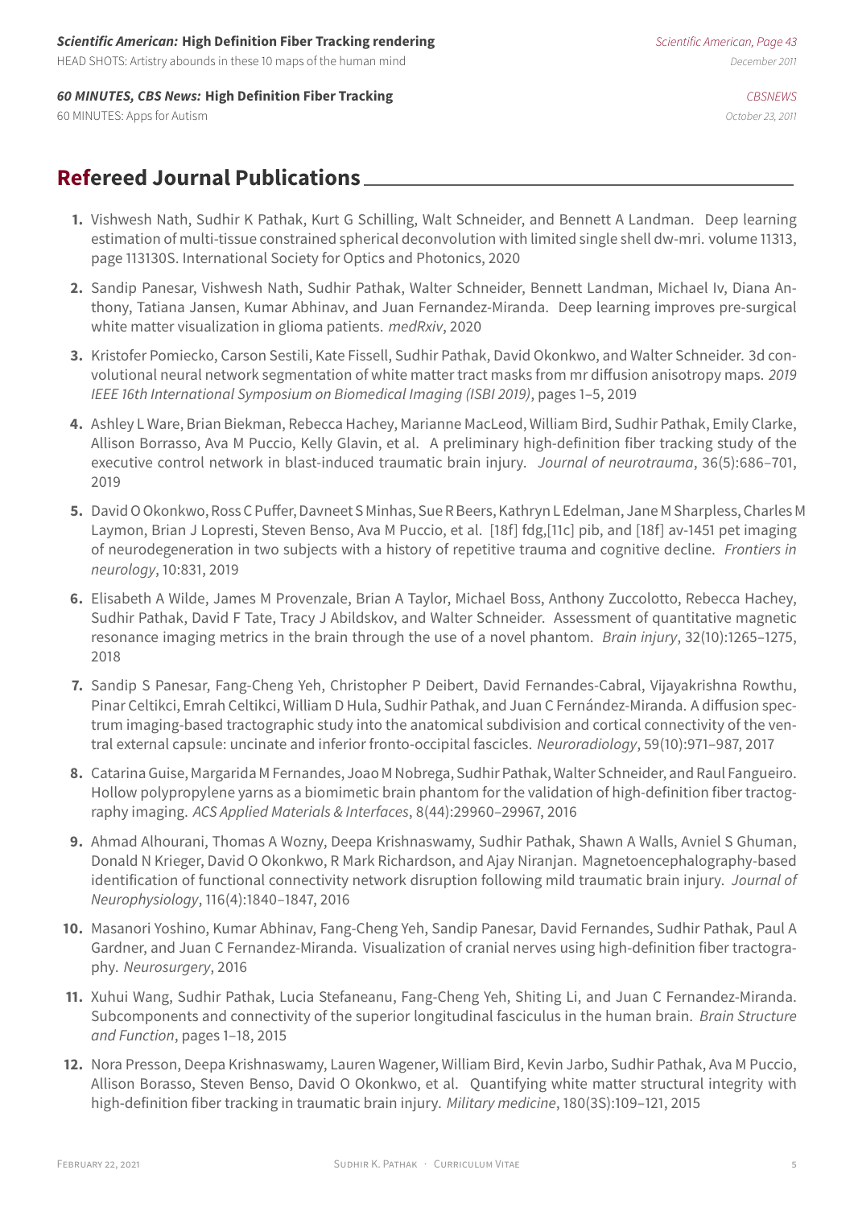***Scientific American:* High Definition Fiber Tracking rendering** *Scientific American, Page 43*
HEAD SHOTS: Artistry abounds in these 10 maps of the human mind *December 2011*

***60 MINUTES, CBS News:* High Definition Fiber Tracking** *CBSNEWS*
60 MINUTES: Apps for Autism *October 23, 2011*

## Refereed Journal Publications

1. Vishwesh Nath, Sudhir K Pathak, Kurt G Schilling, Walt Schneider, and Bennett A Landman. Deep learning estimation of multi-tissue constrained spherical deconvolution with limited single shell dw-mri. volume 11313, page 113130S. International Society for Optics and Photonics, 2020
2. Sandip Panesar, Vishwesh Nath, Sudhir Pathak, Walter Schneider, Bennett Landman, Michael Iv, Diana Anthony, Tatiana Jansen, Kumar Abhinav, and Juan Fernandez-Miranda. Deep learning improves pre-surgical white matter visualization in glioma patients. *medRxiv*, 2020
3. Kristofer Pomiecko, Carson Sestili, Kate Fissell, Sudhir Pathak, David Okonkwo, and Walter Schneider. 3d convolutional neural network segmentation of white matter tract masks from mr diffusion anisotropy maps. *2019 IEEE 16th International Symposium on Biomedical Imaging (ISBI 2019)*, pages 1–5, 2019
4. Ashley L Ware, Brian Biekman, Rebecca Hachey, Marianne MacLeod, William Bird, Sudhir Pathak, Emily Clarke, Allison Borrasso, Ava M Puccio, Kelly Glavin, et al. A preliminary high-definition fiber tracking study of the executive control network in blast-induced traumatic brain injury. *Journal of neurotrauma*, 36(5):686–701, 2019
5. David O Okonkwo, Ross C Puffer, Davneet S Minhas, Sue R Beers, Kathryn L Edelman, Jane M Sharpless, Charles M Laymon, Brian J Lopresti, Steven Benso, Ava M Puccio, et al. [18f] fdg,[11c] pib, and [18f] av-1451 pet imaging of neurodegeneration in two subjects with a history of repetitive trauma and cognitive decline. *Frontiers in neurology*, 10:831, 2019
6. Elisabeth A Wilde, James M Provenzale, Brian A Taylor, Michael Boss, Anthony Zuccolotto, Rebecca Hachey, Sudhir Pathak, David F Tate, Tracy J Abildskov, and Walter Schneider. Assessment of quantitative magnetic resonance imaging metrics in the brain through the use of a novel phantom. *Brain injury*, 32(10):1265–1275, 2018
7. Sandip S Panesar, Fang-Cheng Yeh, Christopher P Deibert, David Fernandes-Cabral, Vijayakrishna Rowthu, Pinar Celtikci, Emrah Celtikci, William D Hula, Sudhir Pathak, and Juan C Fernández-Miranda. A diffusion spectrum imaging-based tractographic study into the anatomical subdivision and cortical connectivity of the ventral external capsule: uncinate and inferior fronto-occipital fascicles. *Neuroradiology*, 59(10):971–987, 2017
8. Catarina Guise, Margarida M Fernandes, Joao M Nobrega, Sudhir Pathak, Walter Schneider, and Raul Fangueiro. Hollow polypropylene yarns as a biomimetic brain phantom for the validation of high-definition fiber tractography imaging. *ACS Applied Materials & Interfaces*, 8(44):29960–29967, 2016
9. Ahmad Alhourani, Thomas A Wozny, Deepa Krishnaswamy, Sudhir Pathak, Shawn A Walls, Avniel S Ghuman, Donald N Krieger, David O Okonkwo, R Mark Richardson, and Ajay Niranjan. Magnetoencephalography-based identification of functional connectivity network disruption following mild traumatic brain injury. *Journal of Neurophysiology*, 116(4):1840–1847, 2016
10. Masanori Yoshino, Kumar Abhinav, Fang-Cheng Yeh, Sandip Panesar, David Fernandes, Sudhir Pathak, Paul A Gardner, and Juan C Fernandez-Miranda. Visualization of cranial nerves using high-definition fiber tractography. *Neurosurgery*, 2016
11. Xuhui Wang, Sudhir Pathak, Lucia Stefaneanu, Fang-Cheng Yeh, Shiting Li, and Juan C Fernandez-Miranda. Subcomponents and connectivity of the superior longitudinal fasciculus in the human brain. *Brain Structure and Function*, pages 1–18, 2015
12. Nora Presson, Deepa Krishnaswamy, Lauren Wagener, William Bird, Kevin Jarbo, Sudhir Pathak, Ava M Puccio, Allison Borasso, Steven Benso, David O Okonkwo, et al. Quantifying white matter structural integrity with high-definition fiber tracking in traumatic brain injury. *Military medicine*, 180(3S):109–121, 2015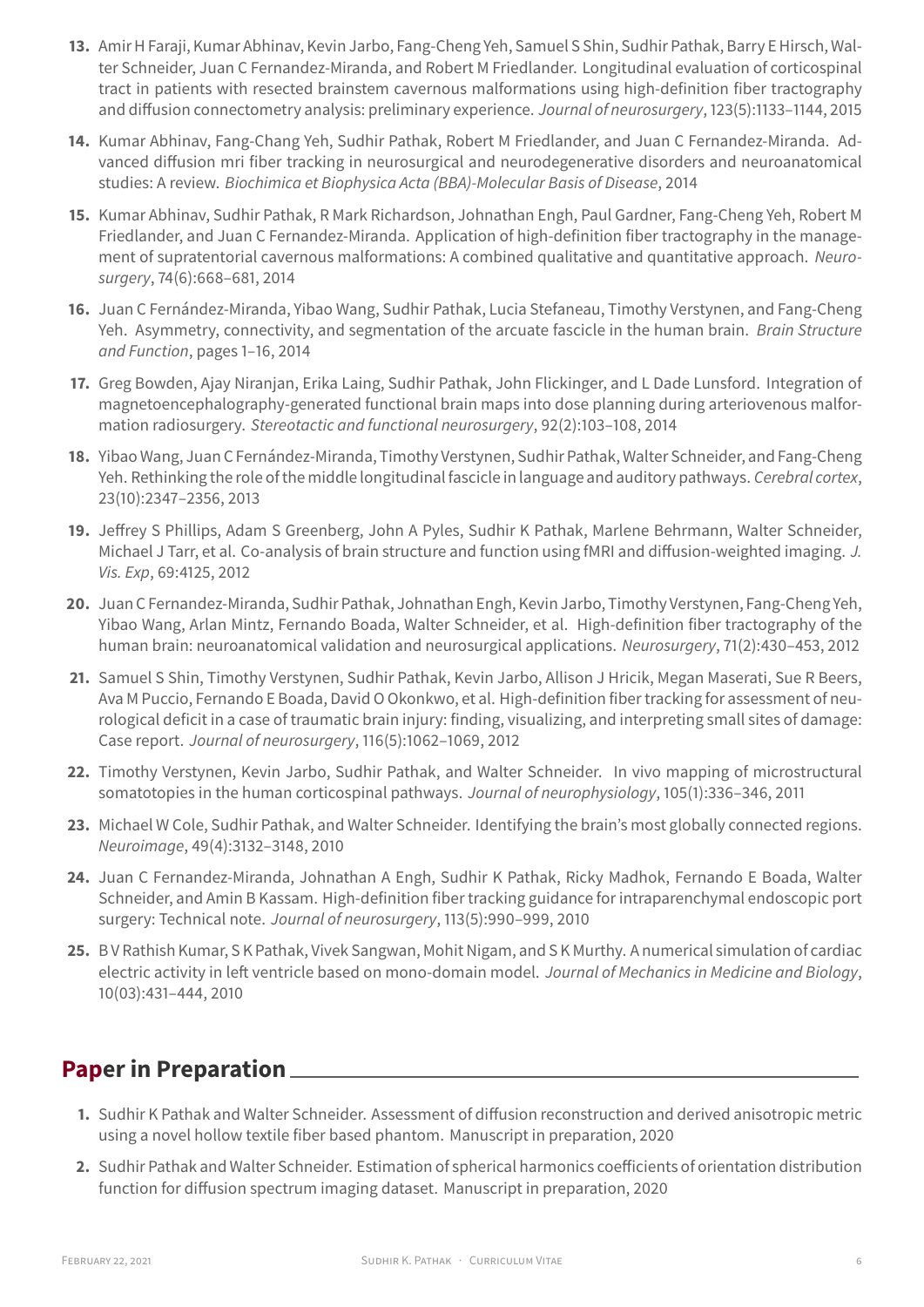13. Amir H Faraji, Kumar Abhinav, Kevin Jarbo, Fang-Cheng Yeh, Samuel S Shin, Sudhir Pathak, Barry E Hirsch, Walter Schneider, Juan C Fernandez-Miranda, and Robert M Friedlander. Longitudinal evaluation of corticospinal tract in patients with resected brainstem cavernous malformations using high-definition fiber tractography and diffusion connectometry analysis: preliminary experience. *Journal of neurosurgery*, 123(5):1133–1144, 2015

14. Kumar Abhinav, Fang-Chang Yeh, Sudhir Pathak, Robert M Friedlander, and Juan C Fernandez-Miranda. Advanced diffusion mri fiber tracking in neurosurgical and neurodegenerative disorders and neuroanatomical studies: A review. *Biochimica et Biophysica Acta (BBA)-Molecular Basis of Disease*, 2014

15. Kumar Abhinav, Sudhir Pathak, R Mark Richardson, Johnathan Engh, Paul Gardner, Fang-Cheng Yeh, Robert M Friedlander, and Juan C Fernandez-Miranda. Application of high-definition fiber tractography in the management of supratentorial cavernous malformations: A combined qualitative and quantitative approach. *Neurosurgery*, 74(6):668–681, 2014

16. Juan C Fernández-Miranda, Yibao Wang, Sudhir Pathak, Lucia Stefaneau, Timothy Verstynen, and Fang-Cheng Yeh. Asymmetry, connectivity, and segmentation of the arcuate fascicle in the human brain. *Brain Structure and Function*, pages 1–16, 2014

17. Greg Bowden, Ajay Niranjan, Erika Laing, Sudhir Pathak, John Flickinger, and L Dade Lunsford. Integration of magnetoencephalography-generated functional brain maps into dose planning during arteriovenous malformation radiosurgery. *Stereotactic and functional neurosurgery*, 92(2):103–108, 2014

18. Yibao Wang, Juan C Fernández-Miranda, Timothy Verstynen, Sudhir Pathak, Walter Schneider, and Fang-Cheng Yeh. Rethinking the role of the middle longitudinal fascicle in language and auditory pathways. *Cerebral cortex*, 23(10):2347–2356, 2013

19. Jeffrey S Phillips, Adam S Greenberg, John A Pyles, Sudhir K Pathak, Marlene Behrmann, Walter Schneider, Michael J Tarr, et al. Co-analysis of brain structure and function using fMRI and diffusion-weighted imaging. *J. Vis. Exp*, 69:4125, 2012

20. Juan C Fernandez-Miranda, Sudhir Pathak, Johnathan Engh, Kevin Jarbo, Timothy Verstynen, Fang-Cheng Yeh, Yibao Wang, Arlan Mintz, Fernando Boada, Walter Schneider, et al. High-definition fiber tractography of the human brain: neuroanatomical validation and neurosurgical applications. *Neurosurgery*, 71(2):430–453, 2012

21. Samuel S Shin, Timothy Verstynen, Sudhir Pathak, Kevin Jarbo, Allison J Hricik, Megan Maserati, Sue R Beers, Ava M Puccio, Fernando E Boada, David O Okonkwo, et al. High-definition fiber tracking for assessment of neurological deficit in a case of traumatic brain injury: finding, visualizing, and interpreting small sites of damage: Case report. *Journal of neurosurgery*, 116(5):1062–1069, 2012

22. Timothy Verstynen, Kevin Jarbo, Sudhir Pathak, and Walter Schneider. In vivo mapping of microstructural somatotopies in the human corticospinal pathways. *Journal of neurophysiology*, 105(1):336–346, 2011

23. Michael W Cole, Sudhir Pathak, and Walter Schneider. Identifying the brain's most globally connected regions. *Neuroimage*, 49(4):3132–3148, 2010

24. Juan C Fernandez-Miranda, Johnathan A Engh, Sudhir K Pathak, Ricky Madhok, Fernando E Boada, Walter Schneider, and Amin B Kassam. High-definition fiber tracking guidance for intraparenchymal endoscopic port surgery: Technical note. *Journal of neurosurgery*, 113(5):990–999, 2010

25. B V Rathish Kumar, S K Pathak, Vivek Sangwan, Mohit Nigam, and S K Murthy. A numerical simulation of cardiac electric activity in left ventricle based on mono-domain model. *Journal of Mechanics in Medicine and Biology*, 10(03):431–444, 2010

## Paper in Preparation

1. Sudhir K Pathak and Walter Schneider. Assessment of diffusion reconstruction and derived anisotropic metric using a novel hollow textile fiber based phantom. Manuscript in preparation, 2020

2. Sudhir Pathak and Walter Schneider. Estimation of spherical harmonics coefficients of orientation distribution function for diffusion spectrum imaging dataset. Manuscript in preparation, 2020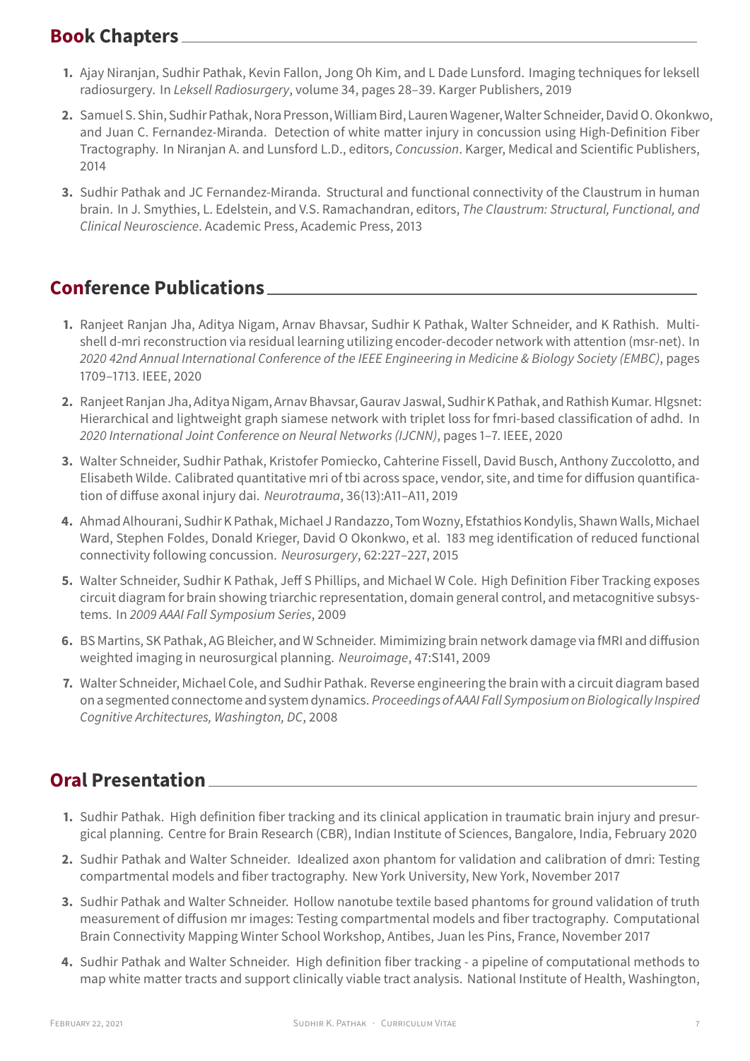## Book Chapters

1. Ajay Niranjan, Sudhir Pathak, Kevin Fallon, Jong Oh Kim, and L Dade Lunsford. Imaging techniques for leksell radiosurgery. In *Leksell Radiosurgery*, volume 34, pages 28–39. Karger Publishers, 2019
2. Samuel S. Shin, Sudhir Pathak, Nora Presson, William Bird, Lauren Wagener, Walter Schneider, David O. Okonkwo, and Juan C. Fernandez-Miranda. Detection of white matter injury in concussion using High-Definition Fiber Tractography. In Niranjan A. and Lunsford L.D., editors, *Concussion*. Karger, Medical and Scientific Publishers, 2014
3. Sudhir Pathak and JC Fernandez-Miranda. Structural and functional connectivity of the Claustrum in human brain. In J. Smythies, L. Edelstein, and V.S. Ramachandran, editors, *The Claustrum: Structural, Functional, and Clinical Neuroscience*. Academic Press, Academic Press, 2013

## Conference Publications

1. Ranjeet Ranjan Jha, Aditya Nigam, Arnav Bhavsar, Sudhir K Pathak, Walter Schneider, and K Rathish. Multi-shell d-mri reconstruction via residual learning utilizing encoder-decoder network with attention (msr-net). In *2020 42nd Annual International Conference of the IEEE Engineering in Medicine & Biology Society (EMBC)*, pages 1709–1713. IEEE, 2020
2. Ranjeet Ranjan Jha, Aditya Nigam, Arnav Bhavsar, Gaurav Jaswal, Sudhir K Pathak, and Rathish Kumar. Hlgsnet: Hierarchical and lightweight graph siamese network with triplet loss for fmri-based classification of adhd. In *2020 International Joint Conference on Neural Networks (IJCNN)*, pages 1–7. IEEE, 2020
3. Walter Schneider, Sudhir Pathak, Kristofer Pomiecko, Cahterine Fissell, David Busch, Anthony Zuccolotto, and Elisabeth Wilde. Calibrated quantitative mri of tbi across space, vendor, site, and time for diffusion quantification of diffuse axonal injury dai. *Neurotrauma*, 36(13):A11–A11, 2019
4. Ahmad Alhourani, Sudhir K Pathak, Michael J Randazzo, Tom Wozny, Efstathios Kondylis, Shawn Walls, Michael Ward, Stephen Foldes, Donald Krieger, David O Okonkwo, et al. 183 meg identification of reduced functional connectivity following concussion. *Neurosurgery*, 62:227–227, 2015
5. Walter Schneider, Sudhir K Pathak, Jeff S Phillips, and Michael W Cole. High Definition Fiber Tracking exposes circuit diagram for brain showing triarchic representation, domain general control, and metacognitive subsystems. In *2009 AAAI Fall Symposium Series*, 2009
6. BS Martins, SK Pathak, AG Bleicher, and W Schneider. Mimimizing brain network damage via fMRI and diffusion weighted imaging in neurosurgical planning. *Neuroimage*, 47:S141, 2009
7. Walter Schneider, Michael Cole, and Sudhir Pathak. Reverse engineering the brain with a circuit diagram based on a segmented connectome and system dynamics. *Proceedings of AAAI Fall Symposium on Biologically Inspired Cognitive Architectures, Washington, DC*, 2008

## Oral Presentation

1. Sudhir Pathak. High definition fiber tracking and its clinical application in traumatic brain injury and presurgical planning. Centre for Brain Research (CBR), Indian Institute of Sciences, Bangalore, India, February 2020
2. Sudhir Pathak and Walter Schneider. Idealized axon phantom for validation and calibration of dmri: Testing compartmental models and fiber tractography. New York University, New York, November 2017
3. Sudhir Pathak and Walter Schneider. Hollow nanotube textile based phantoms for ground validation of truth measurement of diffusion mr images: Testing compartmental models and fiber tractography. Computational Brain Connectivity Mapping Winter School Workshop, Antibes, Juan les Pins, France, November 2017
4. Sudhir Pathak and Walter Schneider. High definition fiber tracking - a pipeline of computational methods to map white matter tracts and support clinically viable tract analysis. National Institute of Health, Washington,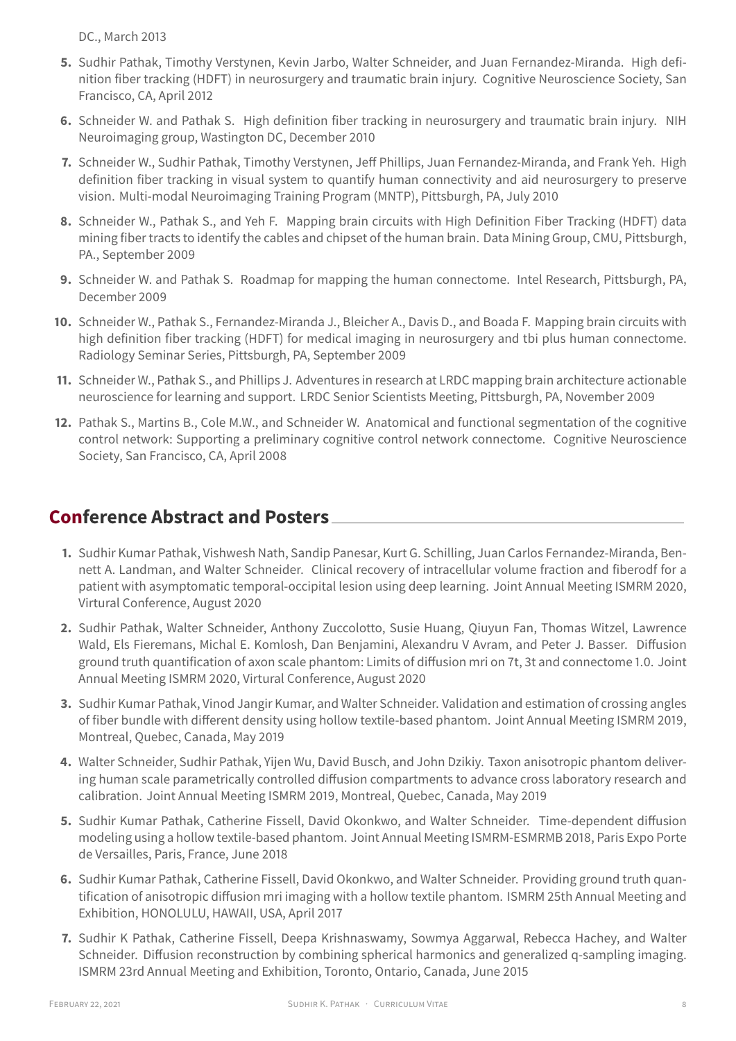DC., March 2013

5. Sudhir Pathak, Timothy Verstynen, Kevin Jarbo, Walter Schneider, and Juan Fernandez-Miranda. High definition fiber tracking (HDFT) in neurosurgery and traumatic brain injury. Cognitive Neuroscience Society, San Francisco, CA, April 2012
6. Schneider W. and Pathak S. High definition fiber tracking in neurosurgery and traumatic brain injury. NIH Neuroimaging group, Wastington DC, December 2010
7. Schneider W., Sudhir Pathak, Timothy Verstynen, Jeff Phillips, Juan Fernandez-Miranda, and Frank Yeh. High definition fiber tracking in visual system to quantify human connectivity and aid neurosurgery to preserve vision. Multi-modal Neuroimaging Training Program (MNTP), Pittsburgh, PA, July 2010
8. Schneider W., Pathak S., and Yeh F. Mapping brain circuits with High Definition Fiber Tracking (HDFT) data mining fiber tracts to identify the cables and chipset of the human brain. Data Mining Group, CMU, Pittsburgh, PA., September 2009
9. Schneider W. and Pathak S. Roadmap for mapping the human connectome. Intel Research, Pittsburgh, PA, December 2009
10. Schneider W., Pathak S., Fernandez-Miranda J., Bleicher A., Davis D., and Boada F. Mapping brain circuits with high definition fiber tracking (HDFT) for medical imaging in neurosurgery and tbi plus human connectome. Radiology Seminar Series, Pittsburgh, PA, September 2009
11. Schneider W., Pathak S., and Phillips J. Adventures in research at LRDC mapping brain architecture actionable neuroscience for learning and support. LRDC Senior Scientists Meeting, Pittsburgh, PA, November 2009
12. Pathak S., Martins B., Cole M.W., and Schneider W. Anatomical and functional segmentation of the cognitive control network: Supporting a preliminary cognitive control network connectome. Cognitive Neuroscience Society, San Francisco, CA, April 2008

## Conference Abstract and Posters

1. Sudhir Kumar Pathak, Vishwesh Nath, Sandip Panesar, Kurt G. Schilling, Juan Carlos Fernandez-Miranda, Bennett A. Landman, and Walter Schneider. Clinical recovery of intracellular volume fraction and fiberodf for a patient with asymptomatic temporal-occipital lesion using deep learning. Joint Annual Meeting ISMRM 2020, Virtual Conference, August 2020
2. Sudhir Pathak, Walter Schneider, Anthony Zuccolotto, Susie Huang, Qiuyun Fan, Thomas Witzel, Lawrence Wald, Els Fieremans, Michal E. Komlosh, Dan Benjamini, Alexandru V Avram, and Peter J. Basser. Diffusion ground truth quantification of axon scale phantom: Limits of diffusion mri on 7t, 3t and connectome 1.0. Joint Annual Meeting ISMRM 2020, Virtual Conference, August 2020
3. Sudhir Kumar Pathak, Vinod Jangir Kumar, and Walter Schneider. Validation and estimation of crossing angles of fiber bundle with different density using hollow textile-based phantom. Joint Annual Meeting ISMRM 2019, Montreal, Quebec, Canada, May 2019
4. Walter Schneider, Sudhir Pathak, Yijen Wu, David Busch, and John Dzikiy. Taxon anisotropic phantom delivering human scale parametrically controlled diffusion compartments to advance cross laboratory research and calibration. Joint Annual Meeting ISMRM 2019, Montreal, Quebec, Canada, May 2019
5. Sudhir Kumar Pathak, Catherine Fissell, David Okonkwo, and Walter Schneider. Time-dependent diffusion modeling using a hollow textile-based phantom. Joint Annual Meeting ISMRM-ESMRMB 2018, Paris Expo Porte de Versailles, Paris, France, June 2018
6. Sudhir Kumar Pathak, Catherine Fissell, David Okonkwo, and Walter Schneider. Providing ground truth quantification of anisotropic diffusion mri imaging with a hollow textile phantom. ISMRM 25th Annual Meeting and Exhibition, HONOLULU, HAWAII, USA, April 2017
7. Sudhir K Pathak, Catherine Fissell, Deepa Krishnaswamy, Sowmya Aggarwal, Rebecca Hachey, and Walter Schneider. Diffusion reconstruction by combining spherical harmonics and generalized q-sampling imaging. ISMRM 23rd Annual Meeting and Exhibition, Toronto, Ontario, Canada, June 2015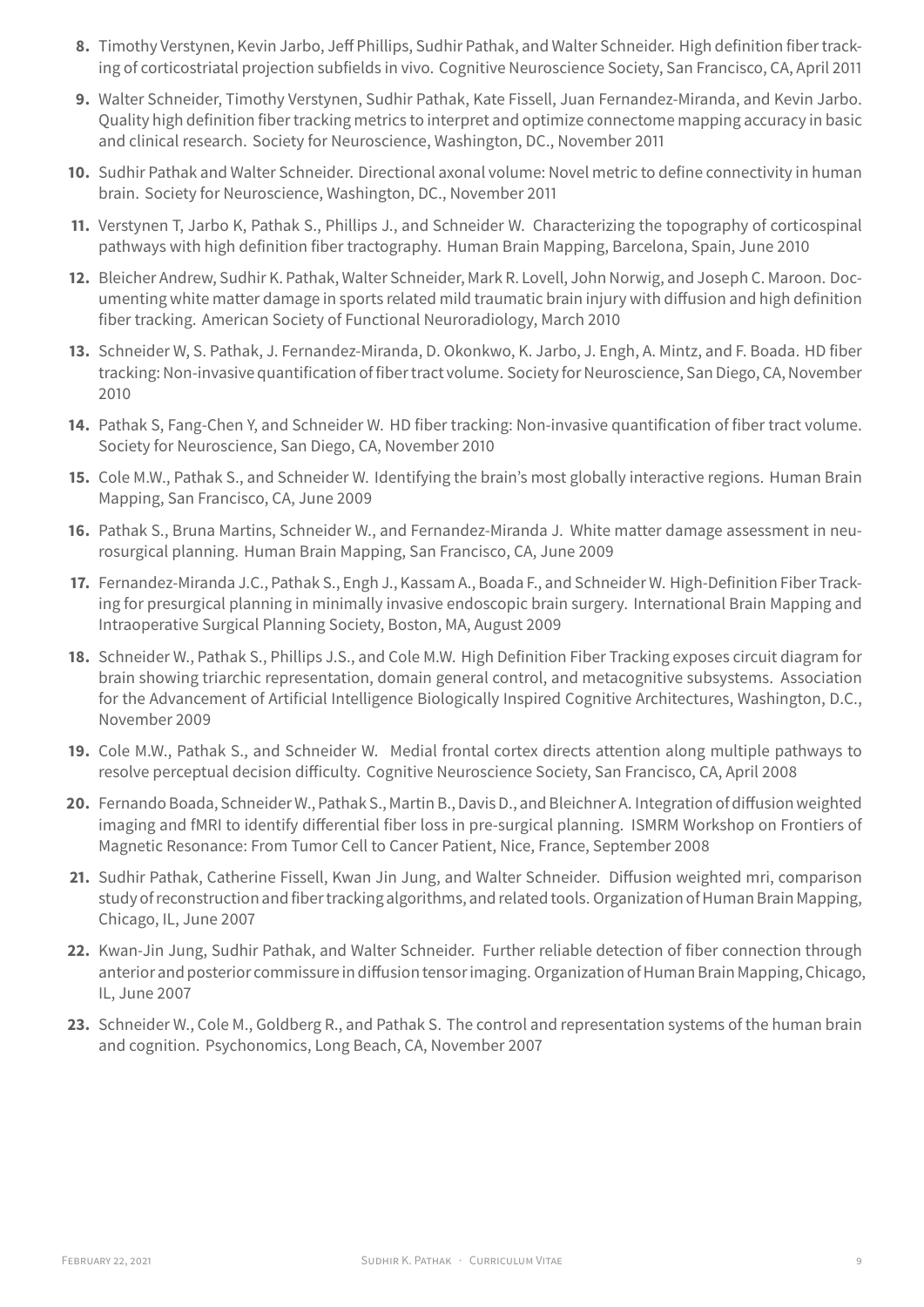8. Timothy Verstynen, Kevin Jarbo, Jeff Phillips, Sudhir Pathak, and Walter Schneider. High definition fiber tracking of corticostriatal projection subfields in vivo. Cognitive Neuroscience Society, San Francisco, CA, April 2011
9. Walter Schneider, Timothy Verstynen, Sudhir Pathak, Kate Fissell, Juan Fernandez-Miranda, and Kevin Jarbo. Quality high definition fiber tracking metrics to interpret and optimize connectome mapping accuracy in basic and clinical research. Society for Neuroscience, Washington, DC., November 2011
10. Sudhir Pathak and Walter Schneider. Directional axonal volume: Novel metric to define connectivity in human brain. Society for Neuroscience, Washington, DC., November 2011
11. Verstynen T, Jarbo K, Pathak S., Phillips J., and Schneider W. Characterizing the topography of corticospinal pathways with high definition fiber tractography. Human Brain Mapping, Barcelona, Spain, June 2010
12. Bleicher Andrew, Sudhir K. Pathak, Walter Schneider, Mark R. Lovell, John Norwig, and Joseph C. Maroon. Documenting white matter damage in sports related mild traumatic brain injury with diffusion and high definition fiber tracking. American Society of Functional Neuroradiology, March 2010
13. Schneider W, S. Pathak, J. Fernandez-Miranda, D. Okonkwo, K. Jarbo, J. Engh, A. Mintz, and F. Boada. HD fiber tracking: Non-invasive quantification of fiber tract volume. Society for Neuroscience, San Diego, CA, November 2010
14. Pathak S, Fang-Chen Y, and Schneider W. HD fiber tracking: Non-invasive quantification of fiber tract volume. Society for Neuroscience, San Diego, CA, November 2010
15. Cole M.W., Pathak S., and Schneider W. Identifying the brain's most globally interactive regions. Human Brain Mapping, San Francisco, CA, June 2009
16. Pathak S., Bruna Martins, Schneider W., and Fernandez-Miranda J. White matter damage assessment in neurosurgical planning. Human Brain Mapping, San Francisco, CA, June 2009
17. Fernandez-Miranda J.C., Pathak S., Engh J., Kassam A., Boada F., and Schneider W. High-Definition Fiber Tracking for presurgical planning in minimally invasive endoscopic brain surgery. International Brain Mapping and Intraoperative Surgical Planning Society, Boston, MA, August 2009
18. Schneider W., Pathak S., Phillips J.S., and Cole M.W. High Definition Fiber Tracking exposes circuit diagram for brain showing triarchic representation, domain general control, and metacognitive subsystems. Association for the Advancement of Artificial Intelligence Biologically Inspired Cognitive Architectures, Washington, D.C., November 2009
19. Cole M.W., Pathak S., and Schneider W. Medial frontal cortex directs attention along multiple pathways to resolve perceptual decision difficulty. Cognitive Neuroscience Society, San Francisco, CA, April 2008
20. Fernando Boada, Schneider W., Pathak S., Martin B., Davis D., and Bleichner A. Integration of diffusion weighted imaging and fMRI to identify differential fiber loss in pre-surgical planning. ISMRM Workshop on Frontiers of Magnetic Resonance: From Tumor Cell to Cancer Patient, Nice, France, September 2008
21. Sudhir Pathak, Catherine Fissell, Kwan Jin Jung, and Walter Schneider. Diffusion weighted mri, comparison study of reconstruction and fiber tracking algorithms, and related tools. Organization of Human Brain Mapping, Chicago, IL, June 2007
22. Kwan-Jin Jung, Sudhir Pathak, and Walter Schneider. Further reliable detection of fiber connection through anterior and posterior commissure in diffusion tensor imaging. Organization of Human Brain Mapping, Chicago, IL, June 2007
23. Schneider W., Cole M., Goldberg R., and Pathak S. The control and representation systems of the human brain and cognition. Psychonomics, Long Beach, CA, November 2007